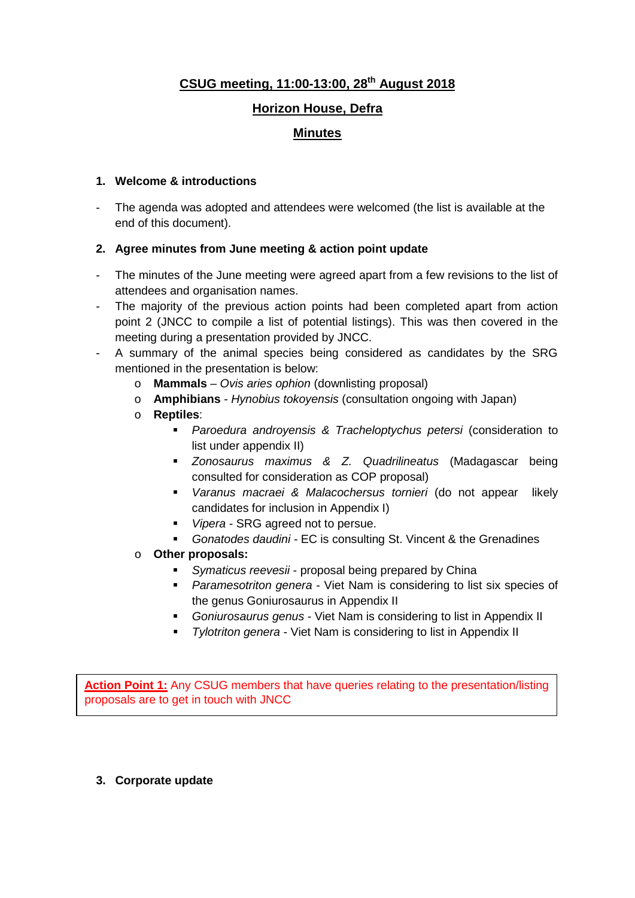# CSUG meeting, 11:00-13:00, 28th August 2018

## Horizon House, Defra

## Minutes

### 1. Welcome & introductions

- The agenda was adopted and attendees were welcomed (the list is available at the end of this document).

### 2. Agree minutes from June meeting & action point update

- The minutes of the June meeting were agreed apart from a few revisions to the list of attendees and organisation names.
- The majority of the previous action points had been completed apart from action point 2 (JNCC to compile a list of potential listings). This was then covered in the meeting during a presentation provided by JNCC.
- A summary of the animal species being considered as candidates by the SRG mentioned in the presentation is below:
  - **Mammals** – *Ovis aries ophion* (downlisting proposal)
  - **Amphibians** - *Hynobius tokoyensis* (consultation ongoing with Japan)
  - **Reptiles**:
    - *Paroedura androyensis* & *Tracheloptychus petersi* (consideration to list under appendix II)
    - *Zonosaurus maximus* & *Z. Quadrilineatus* (Madagascar being consulted for consideration as COP proposal)
    - *Varanus macraei* & *Malacochersus tornieri* (do not appear likely candidates for inclusion in Appendix I)
    - *Vipera* - SRG agreed not to persue.
    - *Gonatodes daudini* - EC is consulting St. Vincent & the Grenadines
  - **Other proposals:**
    - *Symaticus reevesii* - proposal being prepared by China
    - *Paramesotriton genera* - Viet Nam is considering to list six species of the genus Goniurosaurus in Appendix II
    - *Goniurosaurus genus* - Viet Nam is considering to list in Appendix II
    - *Tylotriton genera* - Viet Nam is considering to list in Appendix II

**Action Point 1:** Any CSUG members that have queries relating to the presentation/listing proposals are to get in touch with JNCC

### 3. Corporate update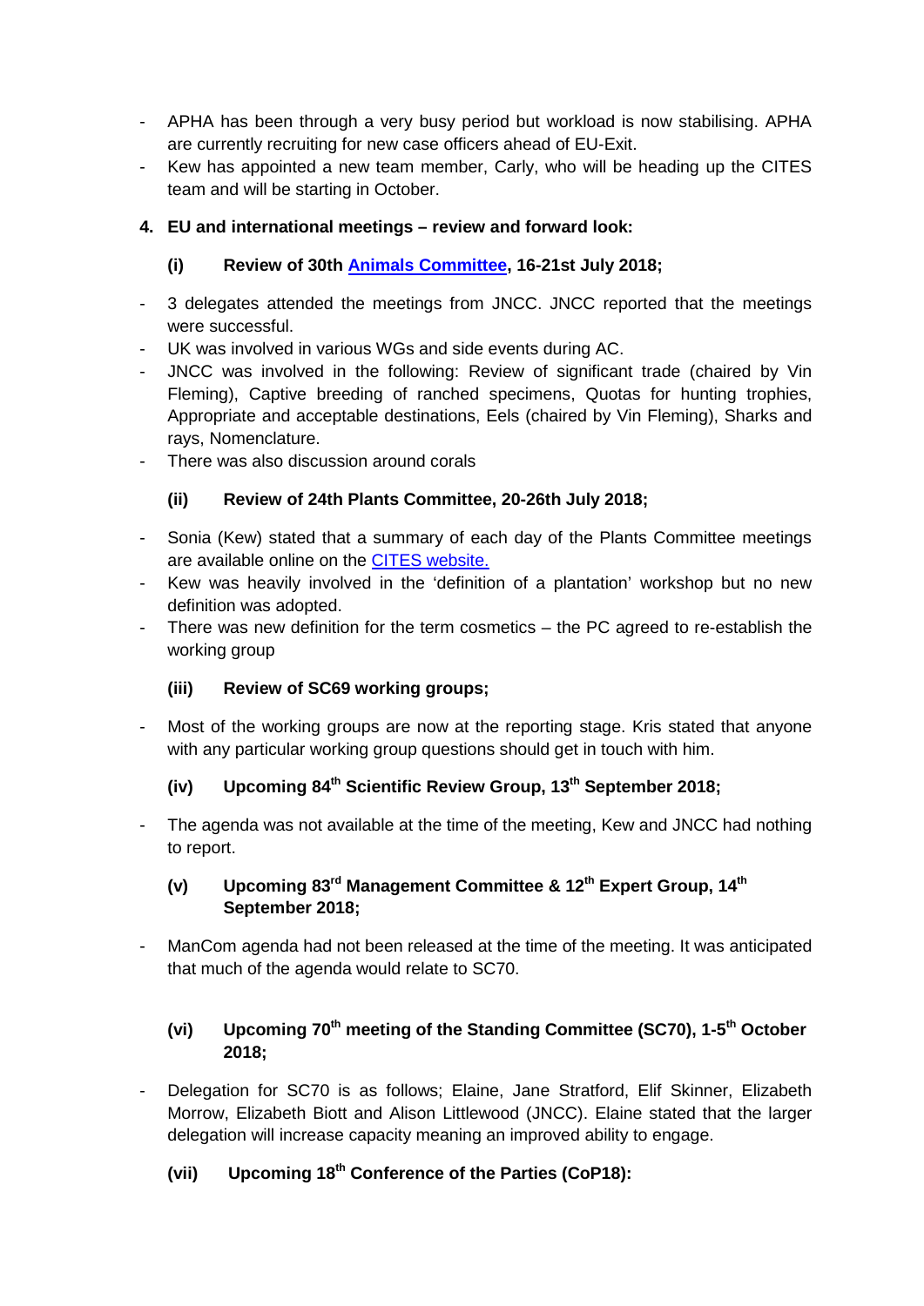- APHA has been through a very busy period but workload is now stabilising. APHA are currently recruiting for new case officers ahead of EU-Exit.
- Kew has appointed a new team member, Carly, who will be heading up the CITES team and will be starting in October.

**4. EU and international meetings – review and forward look:**

**(i) Review of 30th Animals Committee, 16-21st July 2018;**

- 3 delegates attended the meetings from JNCC. JNCC reported that the meetings were successful.
- UK was involved in various WGs and side events during AC.
- JNCC was involved in the following: Review of significant trade (chaired by Vin Fleming), Captive breeding of ranched specimens, Quotas for hunting trophies, Appropriate and acceptable destinations, Eels (chaired by Vin Fleming), Sharks and rays, Nomenclature.
- There was also discussion around corals

**(ii) Review of 24th Plants Committee, 20-26th July 2018;**

- Sonia (Kew) stated that a summary of each day of the Plants Committee meetings are available online on the CITES website.
- Kew was heavily involved in the 'definition of a plantation' workshop but no new definition was adopted.
- There was new definition for the term cosmetics – the PC agreed to re-establish the working group

**(iii) Review of SC69 working groups;**

- Most of the working groups are now at the reporting stage. Kris stated that anyone with any particular working group questions should get in touch with him.

**(iv) Upcoming 84th Scientific Review Group, 13th September 2018;**

- The agenda was not available at the time of the meeting, Kew and JNCC had nothing to report.

**(v) Upcoming 83rd Management Committee & 12th Expert Group, 14th September 2018;**

- ManCom agenda had not been released at the time of the meeting. It was anticipated that much of the agenda would relate to SC70.

**(vi) Upcoming 70th meeting of the Standing Committee (SC70), 1-5th October 2018;**

- Delegation for SC70 is as follows; Elaine, Jane Stratford, Elif Skinner, Elizabeth Morrow, Elizabeth Biott and Alison Littlewood (JNCC). Elaine stated that the larger delegation will increase capacity meaning an improved ability to engage.

**(vii) Upcoming 18th Conference of the Parties (CoP18):**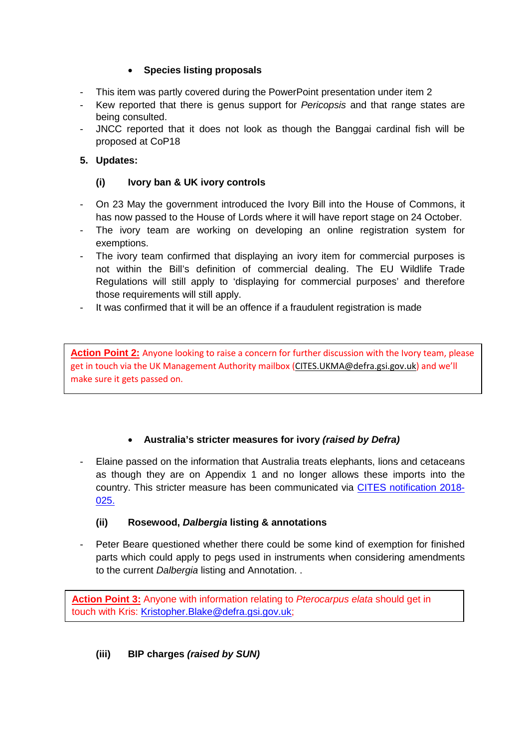- **Species listing proposals**

- This item was partly covered during the PowerPoint presentation under item 2
- Kew reported that there is genus support for *Pericopsis* and that range states are being consulted.
- JNCC reported that it does not look as though the Banggai cardinal fish will be proposed at CoP18

**5. Updates:**

**(i) Ivory ban & UK ivory controls**

- On 23 May the government introduced the Ivory Bill into the House of Commons, it has now passed to the House of Lords where it will have report stage on 24 October.
- The ivory team are working on developing an online registration system for exemptions.
- The ivory team confirmed that displaying an ivory item for commercial purposes is not within the Bill's definition of commercial dealing. The EU Wildlife Trade Regulations will still apply to 'displaying for commercial purposes' and therefore those requirements will still apply.
- It was confirmed that it will be an offence if a fraudulent registration is made

> **Action Point 2:** Anyone looking to raise a concern for further discussion with the Ivory team, please get in touch via the UK Management Authority mailbox (CITES.UKMA@defra.gsi.gov.uk) and we'll make sure it gets passed on.

- **Australia's stricter measures for ivory *(raised by Defra)***

- Elaine passed on the information that Australia treats elephants, lions and cetaceans as though they are on Appendix 1 and no longer allows these imports into the country. This stricter measure has been communicated via CITES notification 2018-025.

**(ii) Rosewood, *Dalbergia* listing & annotations**

- Peter Beare questioned whether there could be some kind of exemption for finished parts which could apply to pegs used in instruments when considering amendments to the current *Dalbergia* listing and Annotation. .

> **Action Point 3:** Anyone with information relating to *Pterocarpus elata* should get in touch with Kris: Kristopher.Blake@defra.gsi.gov.uk;

**(iii) BIP charges *(raised by SUN)***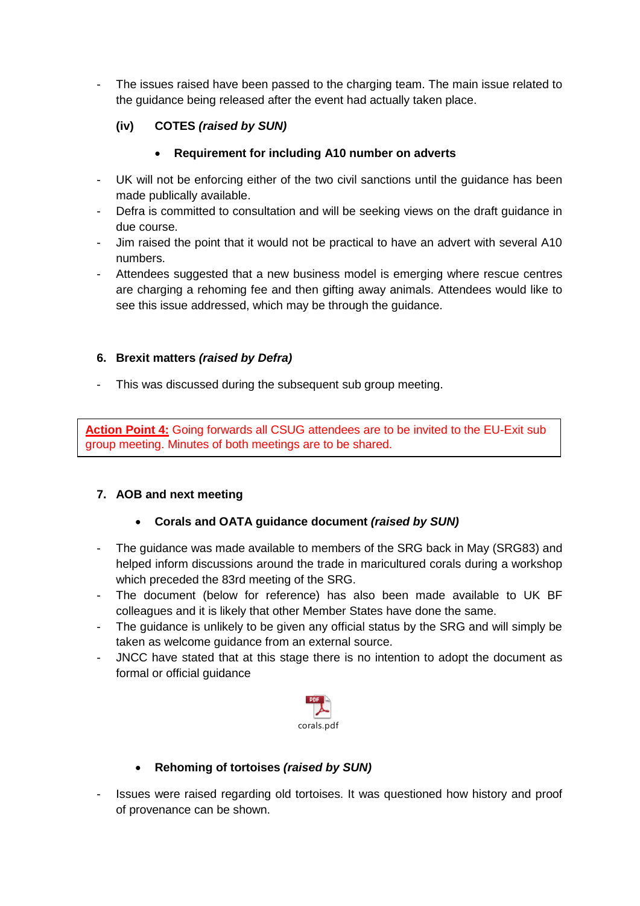- The issues raised have been passed to the charging team. The main issue related to the guidance being released after the event had actually taken place.

**(iv) COTES *(raised by SUN)***

- **Requirement for including A10 number on adverts**

- UK will not be enforcing either of the two civil sanctions until the guidance has been made publically available.
- Defra is committed to consultation and will be seeking views on the draft guidance in due course.
- Jim raised the point that it would not be practical to have an advert with several A10 numbers.
- Attendees suggested that a new business model is emerging where rescue centres are charging a rehoming fee and then gifting away animals. Attendees would like to see this issue addressed, which may be through the guidance.

## 6. Brexit matters *(raised by Defra)*

- This was discussed during the subsequent sub group meeting.

**Action Point 4:** Going forwards all CSUG attendees are to be invited to the EU-Exit sub group meeting. Minutes of both meetings are to be shared.

## 7. AOB and next meeting

- **Corals and OATA guidance document *(raised by SUN)***

- The guidance was made available to members of the SRG back in May (SRG83) and helped inform discussions around the trade in maricultured corals during a workshop which preceded the 83rd meeting of the SRG.
- The document (below for reference) has also been made available to UK BF colleagues and it is likely that other Member States have done the same.
- The guidance is unlikely to be given any official status by the SRG and will simply be taken as welcome guidance from an external source.
- JNCC have stated that at this stage there is no intention to adopt the document as formal or official guidance

corals.pdf

- **Rehoming of tortoises *(raised by SUN)***

- Issues were raised regarding old tortoises. It was questioned how history and proof of provenance can be shown.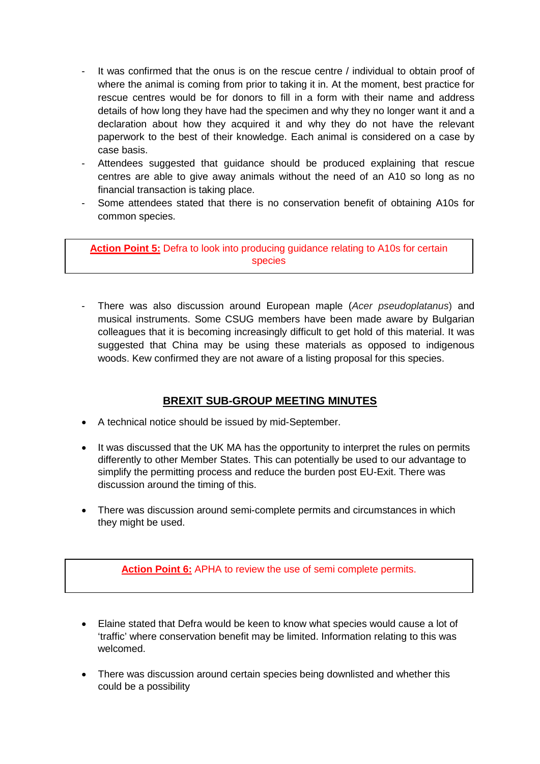- It was confirmed that the onus is on the rescue centre / individual to obtain proof of where the animal is coming from prior to taking it in. At the moment, best practice for rescue centres would be for donors to fill in a form with their name and address details of how long they have had the specimen and why they no longer want it and a declaration about how they acquired it and why they do not have the relevant paperwork to the best of their knowledge. Each animal is considered on a case by case basis.
- Attendees suggested that guidance should be produced explaining that rescue centres are able to give away animals without the need of an A10 so long as no financial transaction is taking place.
- Some attendees stated that there is no conservation benefit of obtaining A10s for common species.

> **Action Point 5:** Defra to look into producing guidance relating to A10s for certain species

- There was also discussion around European maple (*Acer pseudoplatanus*) and musical instruments. Some CSUG members have been made aware by Bulgarian colleagues that it is becoming increasingly difficult to get hold of this material. It was suggested that China may be using these materials as opposed to indigenous woods. Kew confirmed they are not aware of a listing proposal for this species.

## BREXIT SUB-GROUP MEETING MINUTES

- A technical notice should be issued by mid-September.
- It was discussed that the UK MA has the opportunity to interpret the rules on permits differently to other Member States. This can potentially be used to our advantage to simplify the permitting process and reduce the burden post EU-Exit. There was discussion around the timing of this.
- There was discussion around semi-complete permits and circumstances in which they might be used.

> **Action Point 6:** APHA to review the use of semi complete permits.

- Elaine stated that Defra would be keen to know what species would cause a lot of 'traffic' where conservation benefit may be limited. Information relating to this was welcomed.
- There was discussion around certain species being downlisted and whether this could be a possibility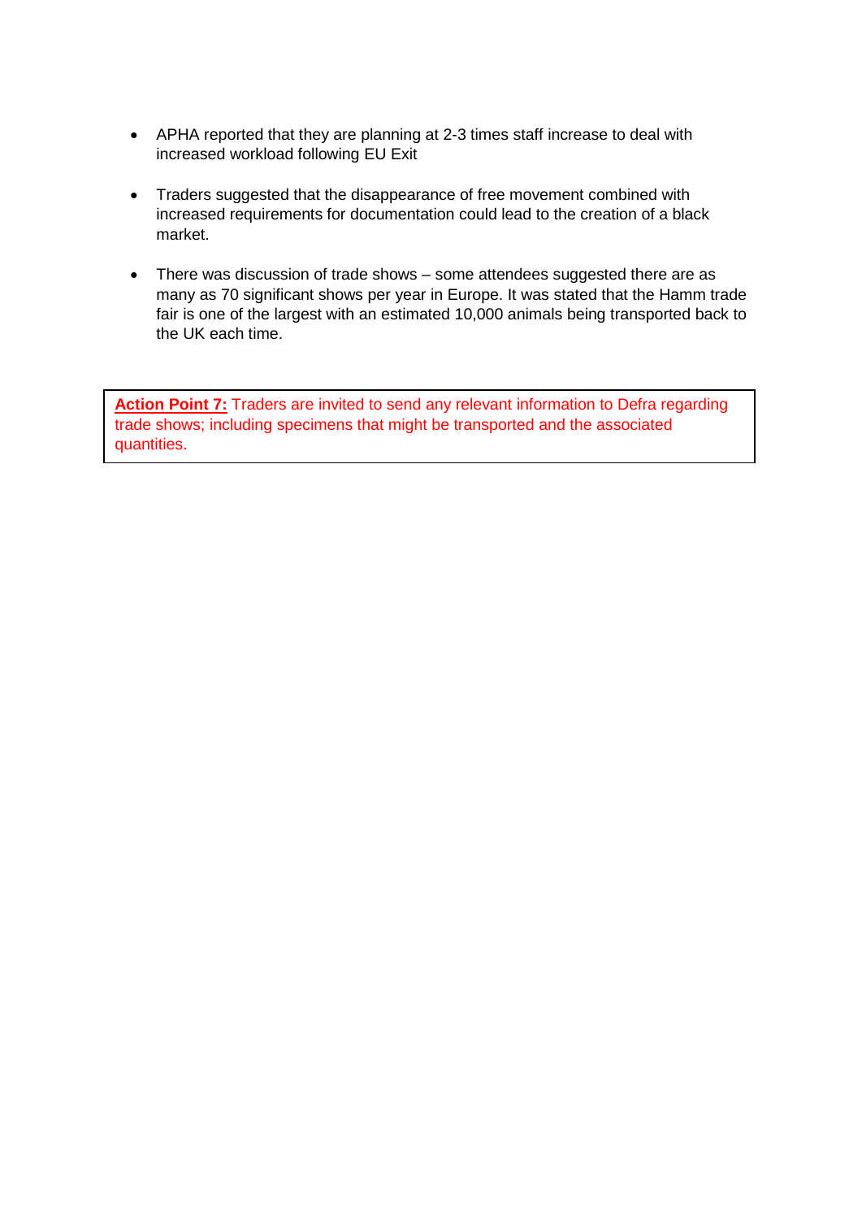- APHA reported that they are planning at 2-3 times staff increase to deal with increased workload following EU Exit

- Traders suggested that the disappearance of free movement combined with increased requirements for documentation could lead to the creation of a black market.

- There was discussion of trade shows – some attendees suggested there are as many as 70 significant shows per year in Europe. It was stated that the Hamm trade fair is one of the largest with an estimated 10,000 animals being transported back to the UK each time.

> **Action Point 7:** Traders are invited to send any relevant information to Defra regarding trade shows; including specimens that might be transported and the associated quantities.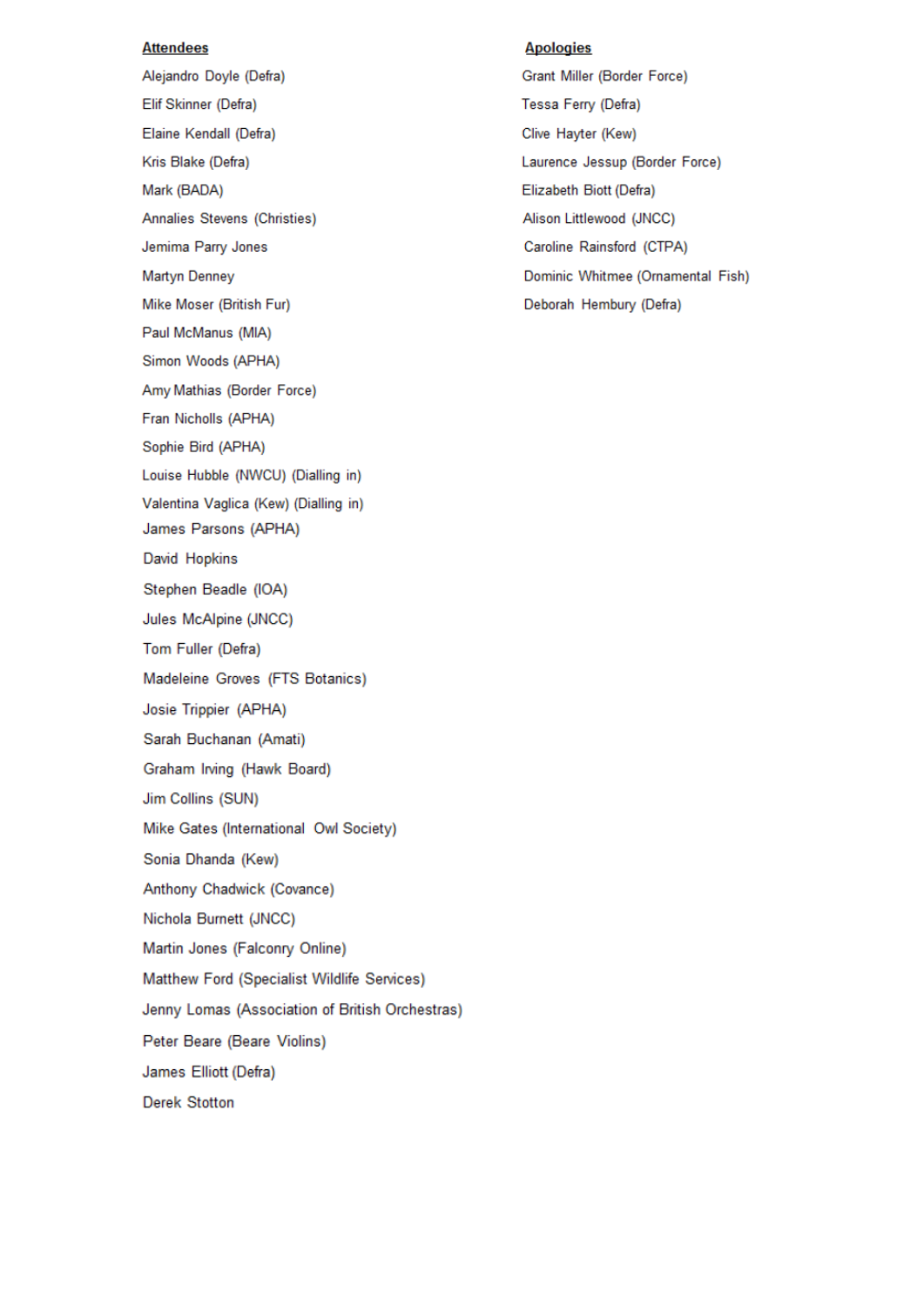**Attendees**

Alejandro Doyle (Defra)

Elif Skinner (Defra)

Elaine Kendall (Defra)

Kris Blake (Defra)

Mark (BADA)

Annalies Stevens (Christies)

Jemima Parry Jones

Martyn Denney

Mike Moser (British Fur)

Paul McManus (MIA)

Simon Woods (APHA)

Amy Mathias (Border Force)

Fran Nicholls (APHA)

Sophie Bird (APHA)

Louise Hubble (NWCU) (Dialling in)

Valentina Vaglica (Kew) (Dialling in)

James Parsons (APHA)

David Hopkins

Stephen Beadle (IOA)

Jules McAlpine (JNCC)

Tom Fuller (Defra)

Madeleine Groves (FTS Botanics)

Josie Trippier (APHA)

Sarah Buchanan (Amati)

Graham Irving (Hawk Board)

Jim Collins (SUN)

Mike Gates (International Owl Society)

Sonia Dhanda (Kew)

Anthony Chadwick (Covance)

Nichola Burnett (JNCC)

Martin Jones (Falconry Online)

Matthew Ford (Specialist Wildlife Services)

Jenny Lomas (Association of British Orchestras)

Peter Beare (Beare Violins)

James Elliott (Defra)

Derek Stotton

**Apologies**

Grant Miller (Border Force)

Tessa Ferry (Defra)

Clive Hayter (Kew)

Laurence Jessup (Border Force)

Elizabeth Biott (Defra)

Alison Littlewood (JNCC)

Caroline Rainsford (CTPA)

Dominic Whitmee (Ornamental Fish)

Deborah Hembury (Defra)